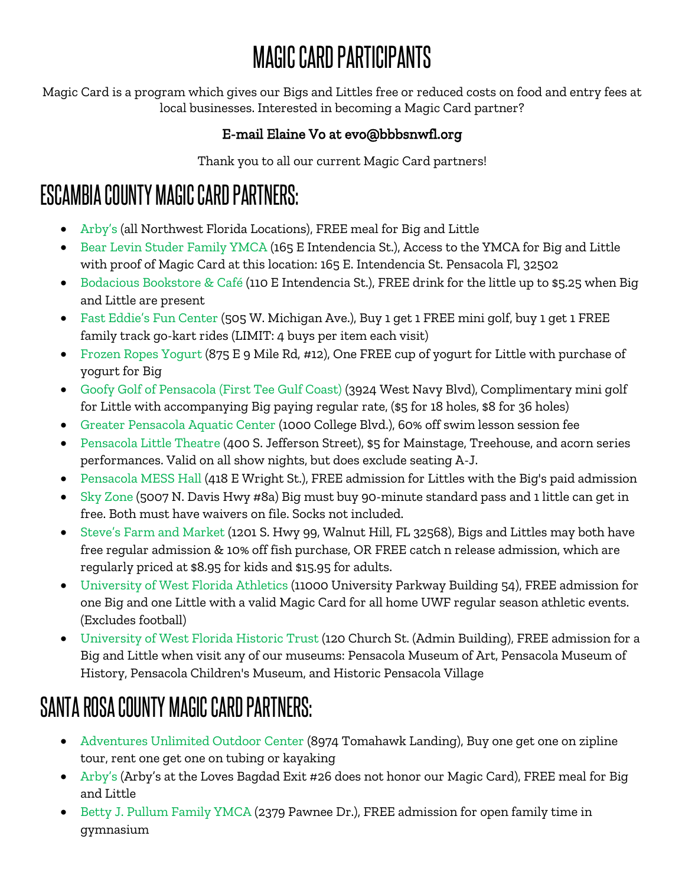# MAGIC CARD PARTICIPANTS

Magic Card is a program which gives our Bigs and Littles free or reduced costs on food and entry fees at local businesses. Interested in becoming a Magic Card partner?

**E-mail Elaine Vo at evo@bbbsnwfl.org**

Thank you to all our current Magic Card partners!

## ESCAMBIA COUNTY MAGIC CARD PARTNERS:

- Arby's (all Northwest Florida Locations), FREE meal for Big and Little
- Bear Levin Studer Family YMCA (165 E Intendencia St.), Access to the YMCA for Big and Little with proof of Magic Card at this location: 165 E. Intendencia St. Pensacola Fl, 32502
- Bodacious Bookstore & Café (110 E Intendencia St.), FREE drink for the little up to $5.25 when Big and Little are present
- Fast Eddie's Fun Center (505 W. Michigan Ave.), Buy 1 get 1 FREE mini golf, buy 1 get 1 FREE family track go-kart rides (LIMIT: 4 buys per item each visit)
- Frozen Ropes Yogurt (875 E 9 Mile Rd, #12), One FREE cup of yogurt for Little with purchase of yogurt for Big
- Goofy Golf of Pensacola (First Tee Gulf Coast) (3924 West Navy Blvd), Complimentary mini golf for Little with accompanying Big paying regular rate, ($5 for 18 holes, $8 for 36 holes)
- Greater Pensacola Aquatic Center (1000 College Blvd.), 60% off swim lesson session fee
- Pensacola Little Theatre (400 S. Jefferson Street), $5 for Mainstage, Treehouse, and acorn series performances. Valid on all show nights, but does exclude seating A-J.
- Pensacola MESS Hall (418 E Wright St.), FREE admission for Littles with the Big's paid admission
- Sky Zone (5007 N. Davis Hwy #8a) Big must buy 90-minute standard pass and 1 little can get in free. Both must have waivers on file. Socks not included.
- Steve's Farm and Market (1201 S. Hwy 99, Walnut Hill, FL 32568), Bigs and Littles may both have free regular admission & 10% off fish purchase, OR FREE catch n release admission, which are regularly priced at $8.95 for kids and $15.95 for adults.
- University of West Florida Athletics (11000 University Parkway Building 54), FREE admission for one Big and one Little with a valid Magic Card for all home UWF regular season athletic events. (Excludes football)
- University of West Florida Historic Trust (120 Church St. (Admin Building), FREE admission for a Big and Little when visit any of our museums: Pensacola Museum of Art, Pensacola Museum of History, Pensacola Children's Museum, and Historic Pensacola Village

## SANTA ROSA COUNTY MAGIC CARD PARTNERS:

- Adventures Unlimited Outdoor Center (8974 Tomahawk Landing), Buy one get one on zipline tour, rent one get one on tubing or kayaking
- Arby's (Arby's at the Loves Bagdad Exit #26 does not honor our Magic Card), FREE meal for Big and Little
- Betty J. Pullum Family YMCA (2379 Pawnee Dr.), FREE admission for open family time in gymnasium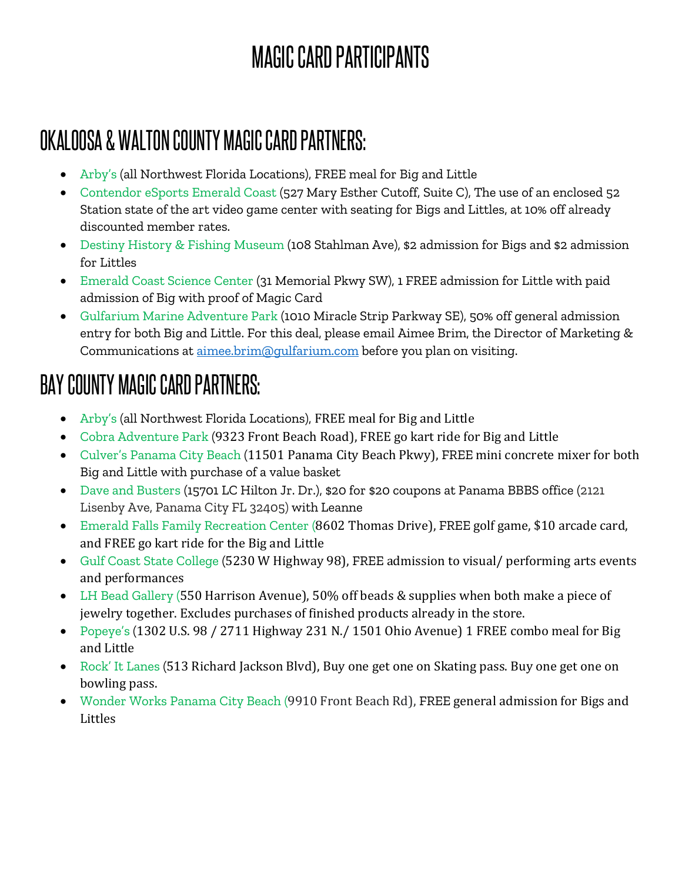# MAGIC CARD PARTICIPANTS

## OKALOOSA & WALTON COUNTY MAGIC CARD PARTNERS:

- Arby's (all Northwest Florida Locations), FREE meal for Big and Little
- Contendor eSports Emerald Coast (527 Mary Esther Cutoff, Suite C), The use of an enclosed 52 Station state of the art video game center with seating for Bigs and Littles, at 10% off already discounted member rates.
- Destiny History & Fishing Museum (108 Stahlman Ave), $2 admission for Bigs and $2 admission for Littles
- Emerald Coast Science Center (31 Memorial Pkwy SW), 1 FREE admission for Little with paid admission of Big with proof of Magic Card
- Gulfarium Marine Adventure Park (1010 Miracle Strip Parkway SE), 50% off general admission entry for both Big and Little. For this deal, please email Aimee Brim, the Director of Marketing & Communications at aimee.brim@gulfarium.com before you plan on visiting.

## BAY COUNTY MAGIC CARD PARTNERS:

- Arby's (all Northwest Florida Locations), FREE meal for Big and Little
- Cobra Adventure Park (9323 Front Beach Road), FREE go kart ride for Big and Little
- Culver's Panama City Beach (11501 Panama City Beach Pkwy), FREE mini concrete mixer for both Big and Little with purchase of a value basket
- Dave and Busters (15701 LC Hilton Jr. Dr.), $20 for $20 coupons at Panama BBBS office (2121 Lisenby Ave, Panama City FL 32405) with Leanne
- Emerald Falls Family Recreation Center (8602 Thomas Drive), FREE golf game, $10 arcade card, and FREE go kart ride for the Big and Little
- Gulf Coast State College (5230 W Highway 98), FREE admission to visual/ performing arts events and performances
- LH Bead Gallery (550 Harrison Avenue), 50% off beads & supplies when both make a piece of jewelry together. Excludes purchases of finished products already in the store.
- Popeye's (1302 U.S. 98 / 2711 Highway 231 N./ 1501 Ohio Avenue) 1 FREE combo meal for Big and Little
- Rock' It Lanes (513 Richard Jackson Blvd), Buy one get one on Skating pass. Buy one get one on bowling pass.
- Wonder Works Panama City Beach (9910 Front Beach Rd), FREE general admission for Bigs and Littles